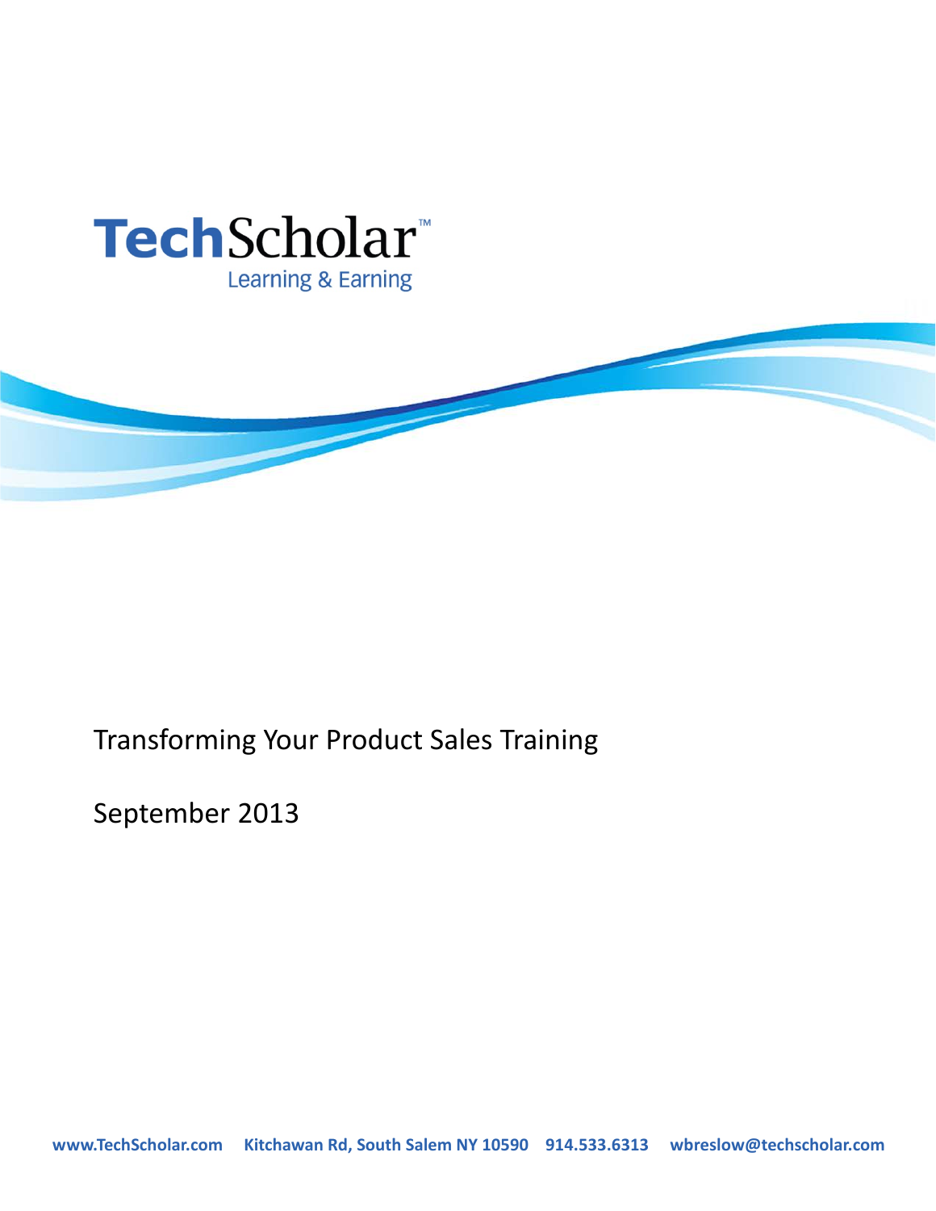# TechScholar™

Learning & Earning

Transforming Your Product Sales Training

September 2013

www.TechScholar.com Kitchawan Rd, South Salem NY 10590 914.533.6313 wbreslow@techscholar.com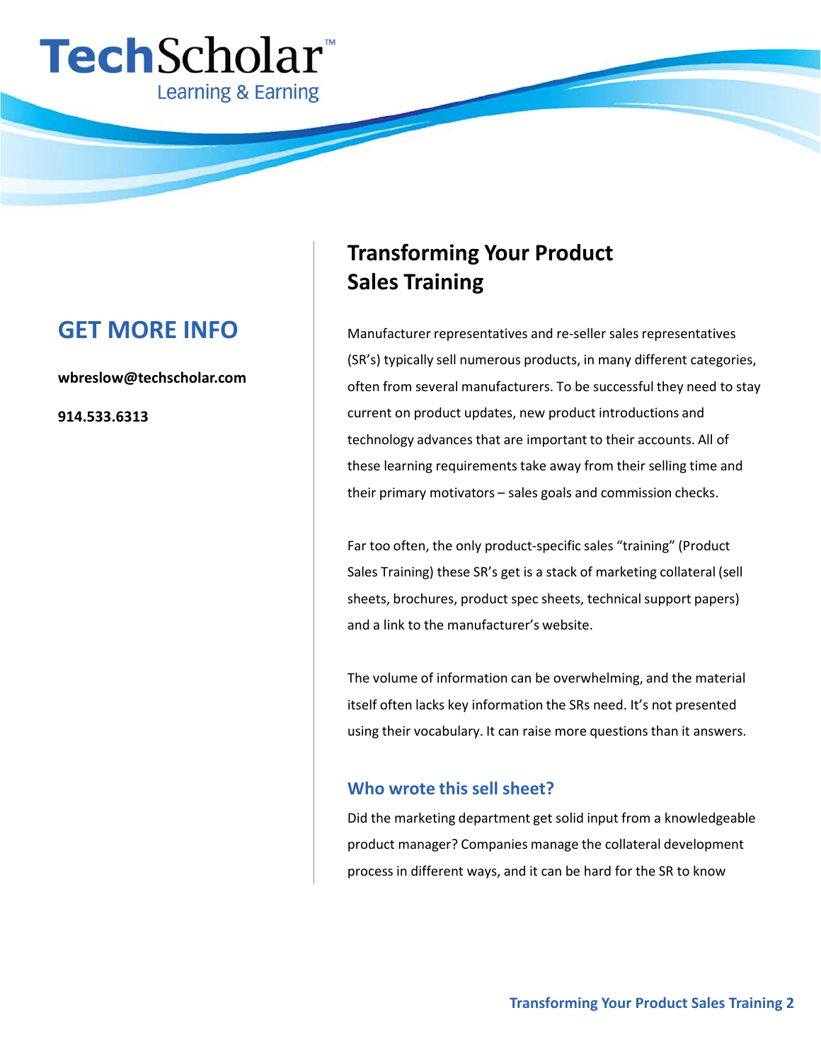# TechScholar™

Learning & Earning

## GET MORE INFO

**wbreslow@techscholar.com**

**914.533.6313**

## Transforming Your Product Sales Training

Manufacturer representatives and re-seller sales representatives (SR's) typically sell numerous products, in many different categories, often from several manufacturers. To be successful they need to stay current on product updates, new product introductions and technology advances that are important to their accounts. All of these learning requirements take away from their selling time and their primary motivators – sales goals and commission checks.

Far too often, the only product-specific sales "training" (Product Sales Training) these SR's get is a stack of marketing collateral (sell sheets, brochures, product spec sheets, technical support papers) and a link to the manufacturer's website.

The volume of information can be overwhelming, and the material itself often lacks key information the SRs need. It's not presented using their vocabulary. It can raise more questions than it answers.

### Who wrote this sell sheet?

Did the marketing department get solid input from a knowledgeable product manager? Companies manage the collateral development process in different ways, and it can be hard for the SR to know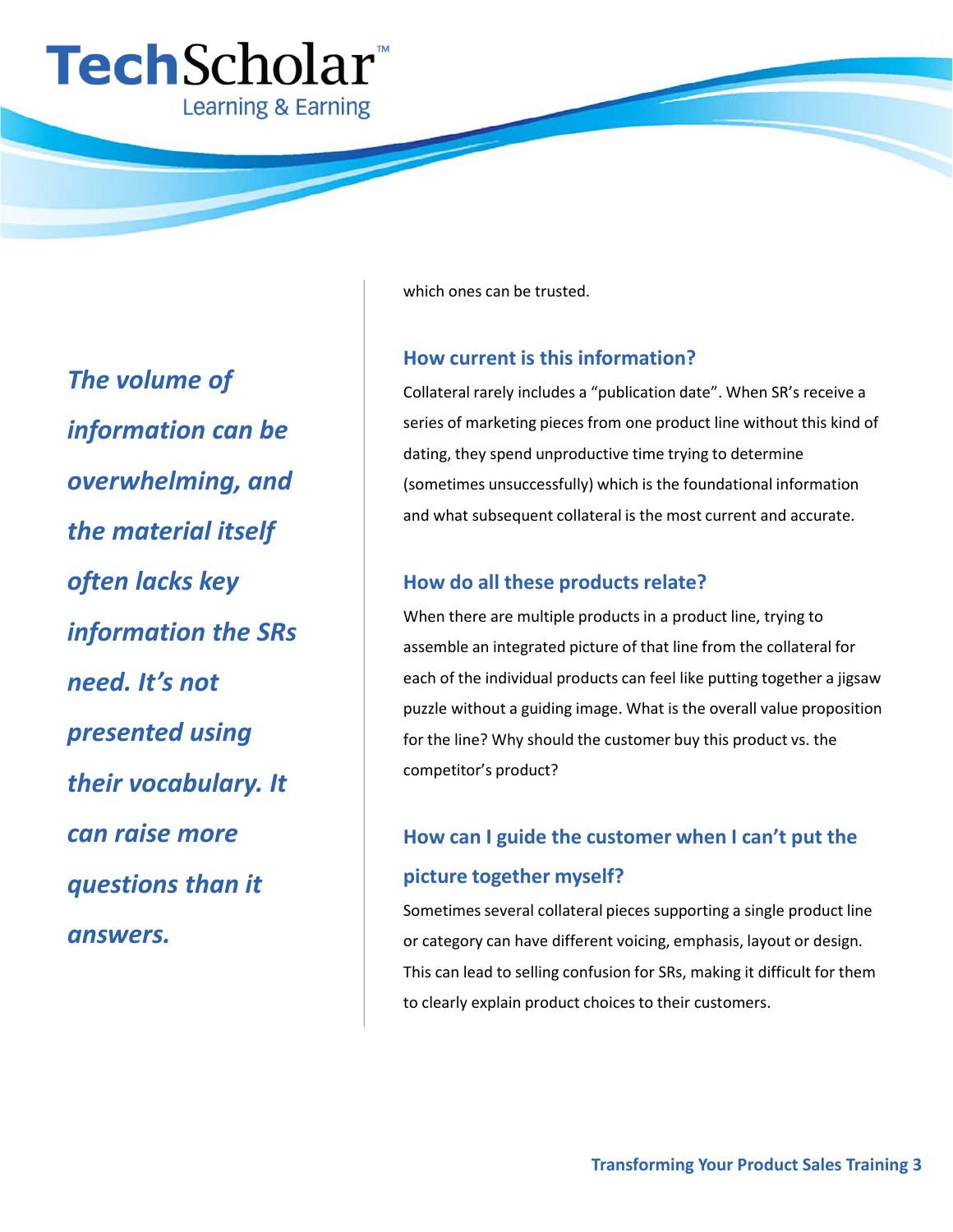*The volume of information can be overwhelming, and the material itself often lacks key information the SRs need. It's not presented using their vocabulary. It can raise more questions than it answers.*

which ones can be trusted.

### How current is this information?

Collateral rarely includes a "publication date". When SR's receive a series of marketing pieces from one product line without this kind of dating, they spend unproductive time trying to determine (sometimes unsuccessfully) which is the foundational information and what subsequent collateral is the most current and accurate.

### How do all these products relate?

When there are multiple products in a product line, trying to assemble an integrated picture of that line from the collateral for each of the individual products can feel like putting together a jigsaw puzzle without a guiding image. What is the overall value proposition for the line? Why should the customer buy this product vs. the competitor's product?

### How can I guide the customer when I can't put the picture together myself?

Sometimes several collateral pieces supporting a single product line or category can have different voicing, emphasis, layout or design. This can lead to selling confusion for SRs, making it difficult for them to clearly explain product choices to their customers.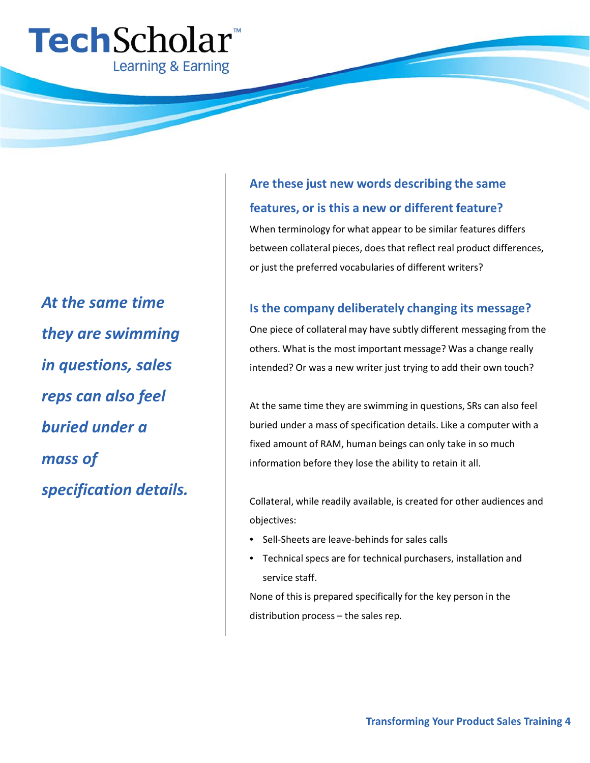> *At the same time they are swimming in questions, sales reps can also feel buried under a mass of specification details.*

### Are these just new words describing the same features, or is this a new or different feature?

When terminology for what appear to be similar features differs between collateral pieces, does that reflect real product differences, or just the preferred vocabularies of different writers?

### Is the company deliberately changing its message?

One piece of collateral may have subtly different messaging from the others. What is the most important message? Was a change really intended? Or was a new writer just trying to add their own touch?

At the same time they are swimming in questions, SRs can also feel buried under a mass of specification details. Like a computer with a fixed amount of RAM, human beings can only take in so much information before they lose the ability to retain it all.

Collateral, while readily available, is created for other audiences and objectives:

- Sell-Sheets are leave-behinds for sales calls
- Technical specs are for technical purchasers, installation and service staff.

None of this is prepared specifically for the key person in the distribution process – the sales rep.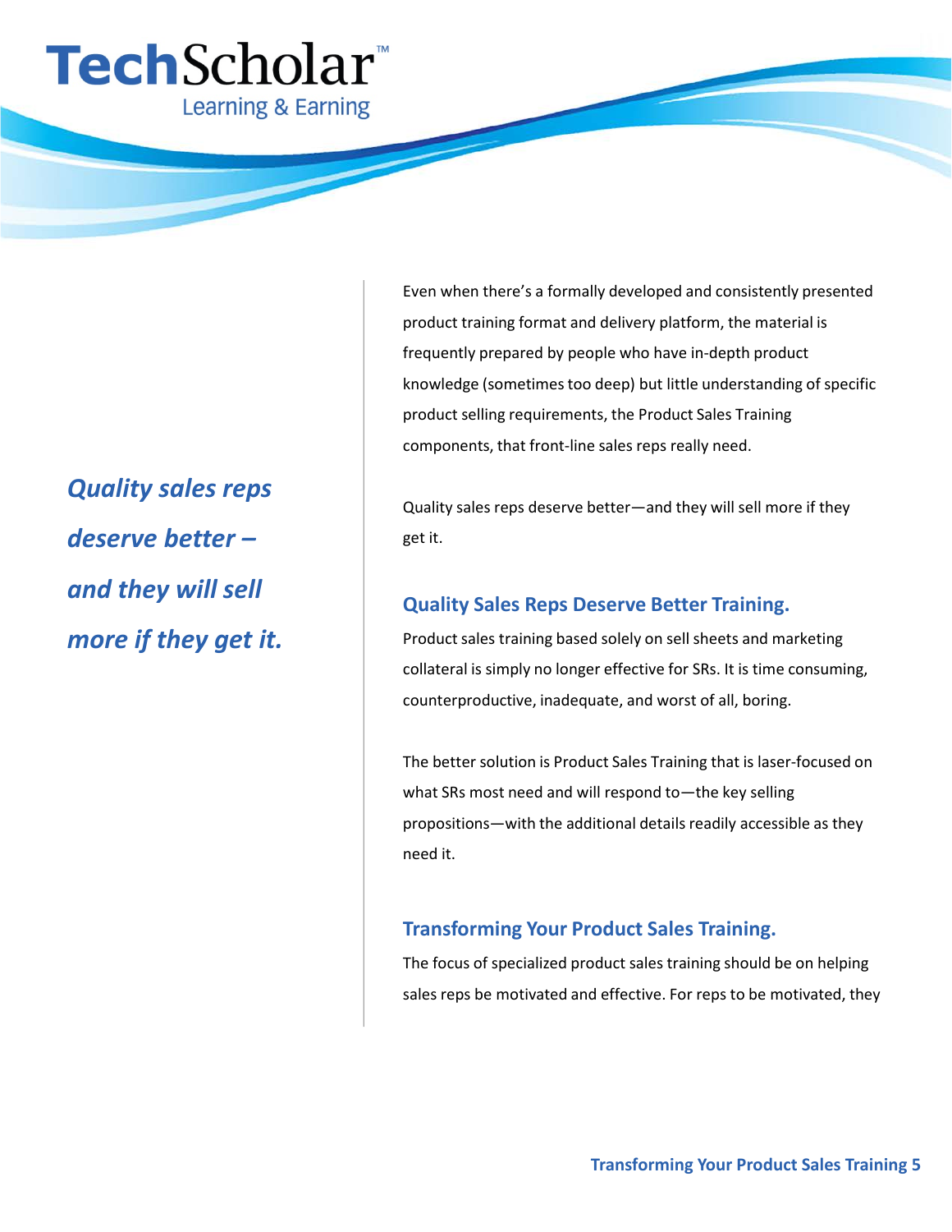*Quality sales reps deserve better – and they will sell more if they get it.*

Even when there's a formally developed and consistently presented product training format and delivery platform, the material is frequently prepared by people who have in-depth product knowledge (sometimes too deep) but little understanding of specific product selling requirements, the Product Sales Training components, that front-line sales reps really need.

Quality sales reps deserve better—and they will sell more if they get it.

## Quality Sales Reps Deserve Better Training.

Product sales training based solely on sell sheets and marketing collateral is simply no longer effective for SRs. It is time consuming, counterproductive, inadequate, and worst of all, boring.

The better solution is Product Sales Training that is laser-focused on what SRs most need and will respond to—the key selling propositions—with the additional details readily accessible as they need it.

## Transforming Your Product Sales Training.

The focus of specialized product sales training should be on helping sales reps be motivated and effective. For reps to be motivated, they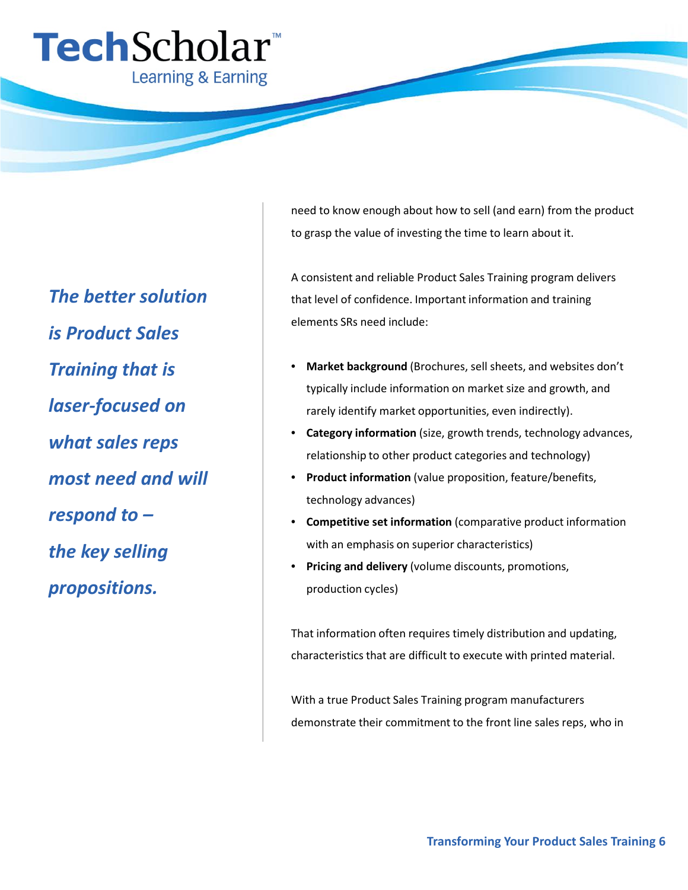***The better solution is Product Sales Training that is laser-focused on what sales reps most need and will respond to – the key selling propositions.***

need to know enough about how to sell (and earn) from the product to grasp the value of investing the time to learn about it.

A consistent and reliable Product Sales Training program delivers that level of confidence. Important information and training elements SRs need include:

- **Market background** (Brochures, sell sheets, and websites don't typically include information on market size and growth, and rarely identify market opportunities, even indirectly).
- **Category information** (size, growth trends, technology advances, relationship to other product categories and technology)
- **Product information** (value proposition, feature/benefits, technology advances)
- **Competitive set information** (comparative product information with an emphasis on superior characteristics)
- **Pricing and delivery** (volume discounts, promotions, production cycles)

That information often requires timely distribution and updating, characteristics that are difficult to execute with printed material.

With a true Product Sales Training program manufacturers demonstrate their commitment to the front line sales reps, who in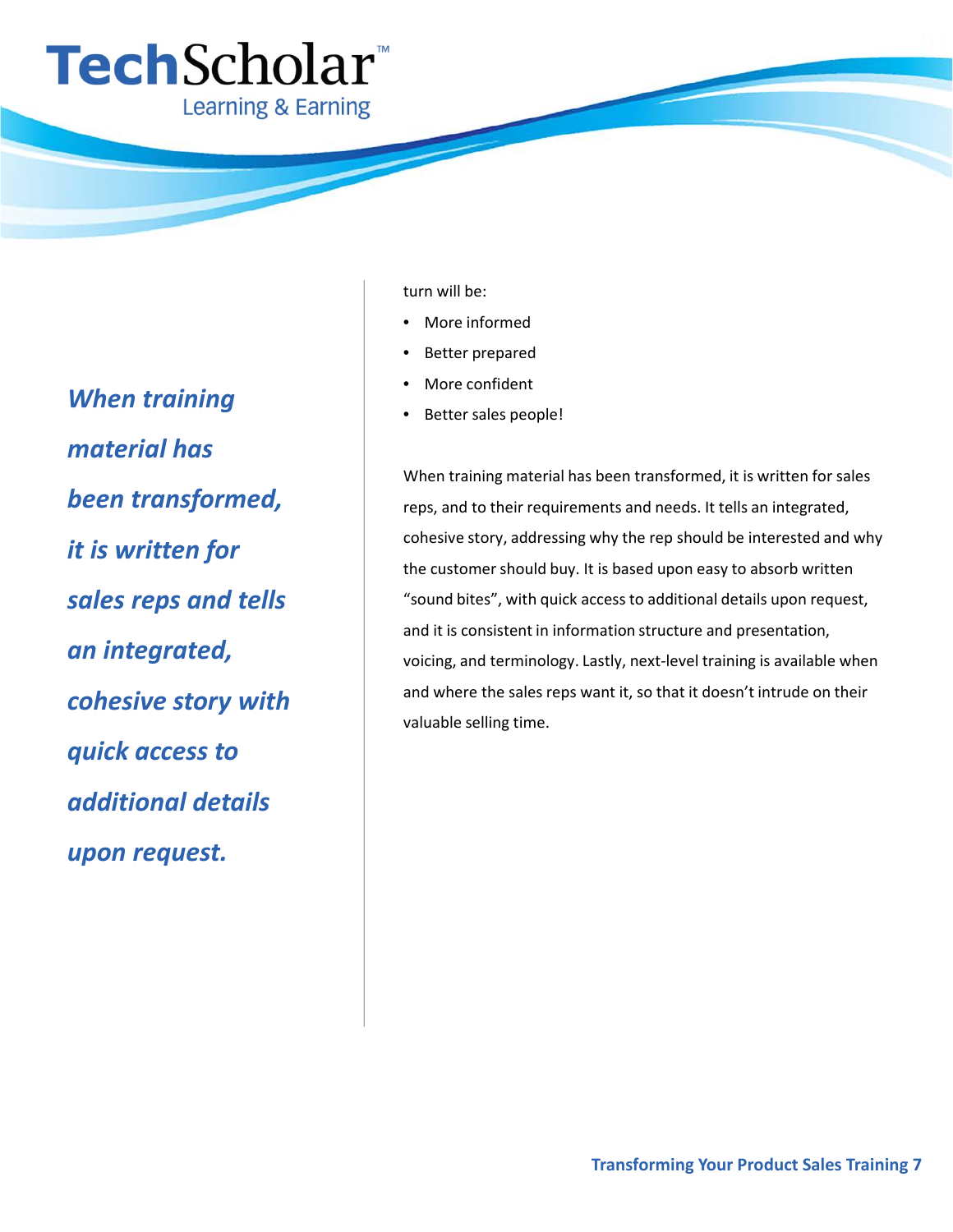***When training material has been transformed, it is written for sales reps and tells an integrated, cohesive story with quick access to additional details upon request.***

turn will be:

- More informed
- Better prepared
- More confident
- Better sales people!

When training material has been transformed, it is written for sales reps, and to their requirements and needs. It tells an integrated, cohesive story, addressing why the rep should be interested and why the customer should buy. It is based upon easy to absorb written "sound bites", with quick access to additional details upon request, and it is consistent in information structure and presentation, voicing, and terminology. Lastly, next-level training is available when and where the sales reps want it, so that it doesn't intrude on their valuable selling time.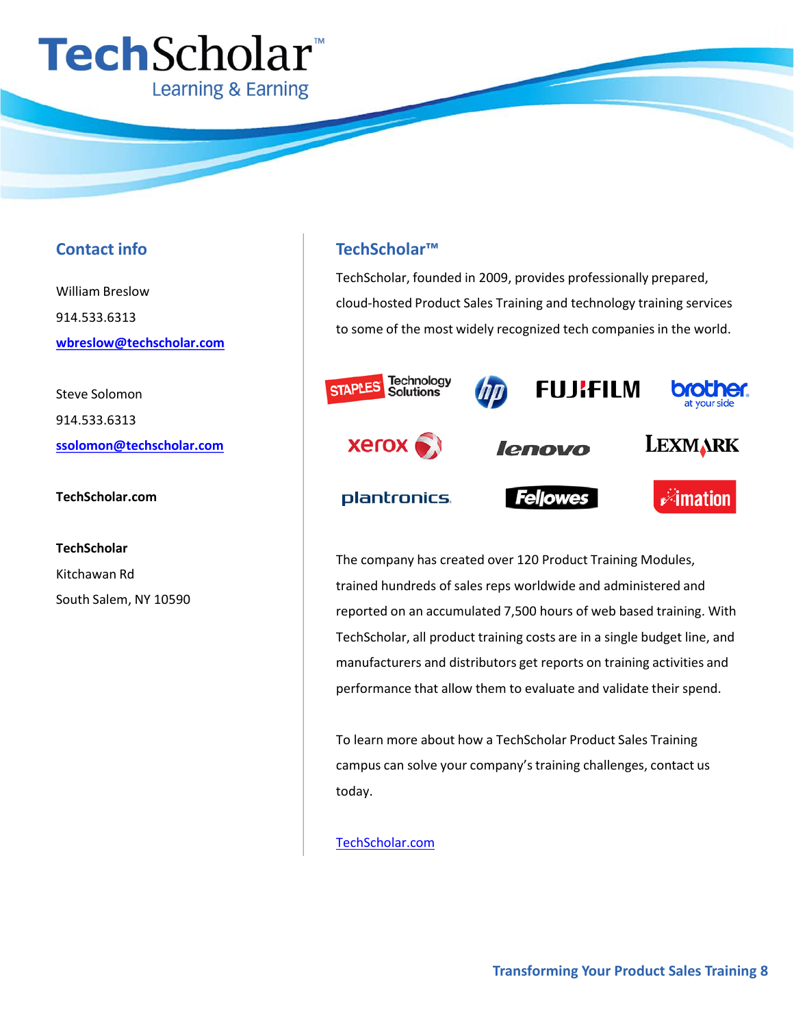# TechScholar™

Learning & Earning

## Contact info

William Breslow
914.533.6313
wbreslow@techscholar.com

Steve Solomon
914.533.6313
ssolomon@techscholar.com

**TechScholar.com**

**TechScholar**
Kitchawan Rd
South Salem, NY 10590

## TechScholar™

TechScholar, founded in 2009, provides professionally prepared, cloud-hosted Product Sales Training and technology training services to some of the most widely recognized tech companies in the world.

STAPLES Technology Solutions · hp · FUJIFILM · brother at your side · xerox · lenovo · LEXMARK · plantronics · Fellowes · imation

The company has created over 120 Product Training Modules, trained hundreds of sales reps worldwide and administered and reported on an accumulated 7,500 hours of web based training. With TechScholar, all product training costs are in a single budget line, and manufacturers and distributors get reports on training activities and performance that allow them to evaluate and validate their spend.

To learn more about how a TechScholar Product Sales Training campus can solve your company's training challenges, contact us today.

TechScholar.com